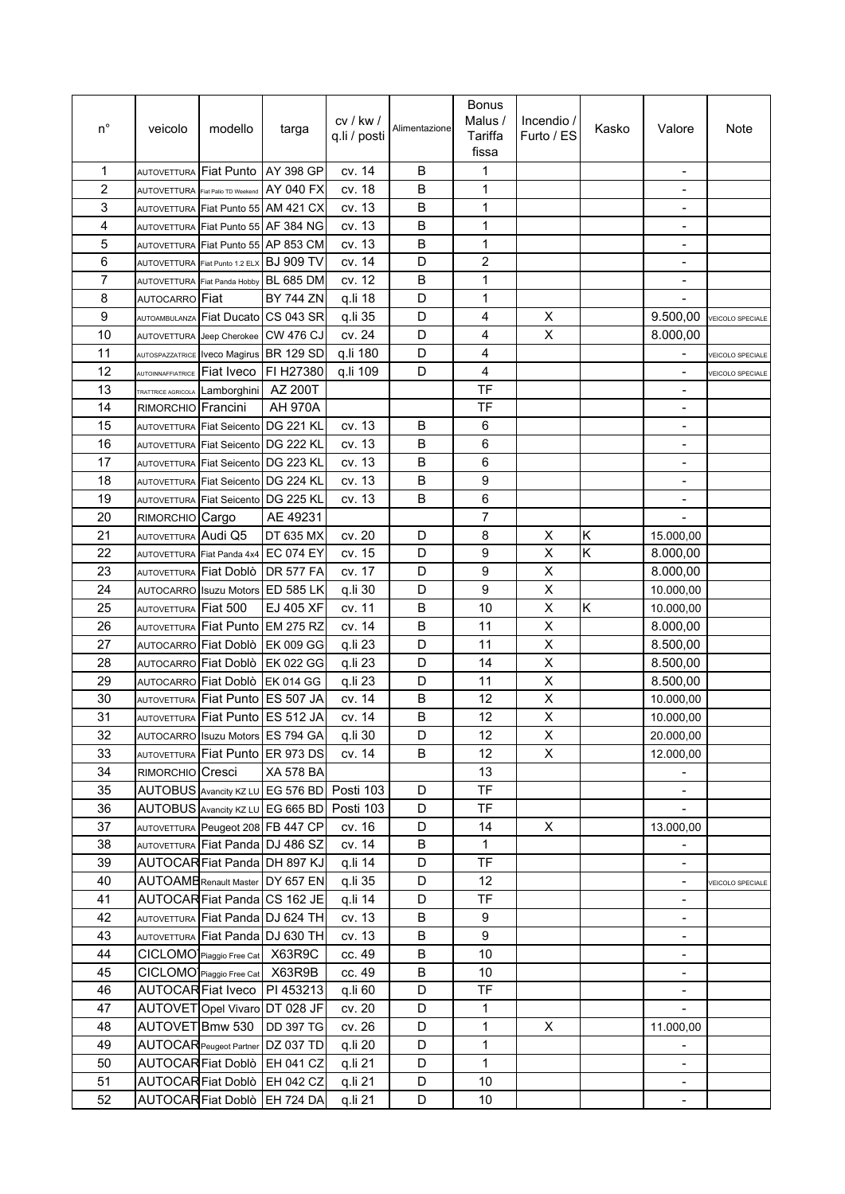| n° | veicolo | modello | targa | cv / kw / q.li / posti | Alimentazione | Bonus Malus / Tariffa fissa | Incendio / Furto / ES | Kasko | Valore | Note |
|---|---|---|---|---|---|---|---|---|---|---|
| 1 | AUTOVETTURA | Fiat Punto | AY 398 GP | cv. 14 | B | 1 | | | - | |
| 2 | AUTOVETTURA | Fiat Palio TD Weekend | AY 040 FX | cv. 18 | B | 1 | | | - | |
| 3 | AUTOVETTURA | Fiat Punto 55 | AM 421 CX | cv. 13 | B | 1 | | | - | |
| 4 | AUTOVETTURA | Fiat Punto 55 | AF 384 NG | cv. 13 | B | 1 | | | - | |
| 5 | AUTOVETTURA | Fiat Punto 55 | AP 853 CM | cv. 13 | B | 1 | | | - | |
| 6 | AUTOVETTURA | Fiat Punto 1.2 ELX | BJ 909 TV | cv. 14 | D | 2 | | | - | |
| 7 | AUTOVETTURA | Fiat Panda Hobby | BL 685 DM | cv. 12 | B | 1 | | | - | |
| 8 | AUTOCARRO | Fiat | BY 744 ZN | q.li 18 | D | 1 | | | - | |
| 9 | AUTOAMBULANZA | Fiat Ducato | CS 043 SR | q.li 35 | D | 4 | X | | 9.500,00 | VEICOLO SPECIALE |
| 10 | AUTOVETTURA | Jeep Cherokee | CW 476 CJ | cv. 24 | D | 4 | X | | 8.000,00 | |
| 11 | AUTOSPAZZATRICE | Iveco Magirus | BR 129 SD | q.li 180 | D | 4 | | | - | VEICOLO SPECIALE |
| 12 | AUTOINNAFFIATRICE | Fiat Iveco | FI H27380 | q.li 109 | D | 4 | | | - | VEICOLO SPECIALE |
| 13 | TRATTRICE AGRICOLA | Lamborghini | AZ 200T | | | TF | | | - | |
| 14 | RIMORCHIO | Francini | AH 970A | | | TF | | | - | |
| 15 | AUTOVETTURA | Fiat Seicento | DG 221 KL | cv. 13 | B | 6 | | | - | |
| 16 | AUTOVETTURA | Fiat Seicento | DG 222 KL | cv. 13 | B | 6 | | | - | |
| 17 | AUTOVETTURA | Fiat Seicento | DG 223 KL | cv. 13 | B | 6 | | | - | |
| 18 | AUTOVETTURA | Fiat Seicento | DG 224 KL | cv. 13 | B | 9 | | | - | |
| 19 | AUTOVETTURA | Fiat Seicento | DG 225 KL | cv. 13 | B | 6 | | | - | |
| 20 | RIMORCHIO | Cargo | AE 49231 | | | 7 | | | - | |
| 21 | AUTOVETTURA | Audi Q5 | DT 635 MX | cv. 20 | D | 8 | X | K | 15.000,00 | |
| 22 | AUTOVETTURA | Fiat Panda 4x4 | EC 074 EY | cv. 15 | D | 9 | X | K | 8.000,00 | |
| 23 | AUTOVETTURA | Fiat Doblò | DR 577 FA | cv. 17 | D | 9 | X | | 8.000,00 | |
| 24 | AUTOCARRO | Isuzu Motors | ED 585 LK | q.li 30 | D | 9 | X | | 10.000,00 | |
| 25 | AUTOVETTURA | Fiat 500 | EJ 405 XF | cv. 11 | B | 10 | X | K | 10.000,00 | |
| 26 | AUTOVETTURA | Fiat Punto | EM 275 RZ | cv. 14 | B | 11 | X | | 8.000,00 | |
| 27 | AUTOCARRO | Fiat Doblò | EK 009 GG | q.li 23 | D | 11 | X | | 8.500,00 | |
| 28 | AUTOCARRO | Fiat Doblò | EK 022 GG | q.li 23 | D | 14 | X | | 8.500,00 | |
| 29 | AUTOCARRO | Fiat Doblò | EK 014 GG | q.li 23 | D | 11 | X | | 8.500,00 | |
| 30 | AUTOVETTURA | Fiat Punto | ES 507 JA | cv. 14 | B | 12 | X | | 10.000,00 | |
| 31 | AUTOVETTURA | Fiat Punto | ES 512 JA | cv. 14 | B | 12 | X | | 10.000,00 | |
| 32 | AUTOCARRO | Isuzu Motors | ES 794 GA | q.li 30 | D | 12 | X | | 20.000,00 | |
| 33 | AUTOVETTURA | Fiat Punto | ER 973 DS | cv. 14 | B | 12 | X | | 12.000,00 | |
| 34 | RIMORCHIO | Cresci | XA 578 BA | | | 13 | | | - | |
| 35 | AUTOBUS | Avancity KZ LU | EG 576 BD | Posti 103 | D | TF | | | - | |
| 36 | AUTOBUS | Avancity KZ LU | EG 665 BD | Posti 103 | D | TF | | | - | |
| 37 | AUTOVETTURA | Peugeot 208 | FB 447 CP | cv. 16 | D | 14 | X | | 13.000,00 | |
| 38 | AUTOVETTURA | Fiat Panda | DJ 486 SZ | cv. 14 | B | 1 | | | - | |
| 39 | AUTOCAR | Fiat Panda | DH 897 KJ | q.li 14 | D | TF | | | - | |
| 40 | AUTOAMB | Renault Master | DY 657 EN | q.li 35 | D | 12 | | | - | VEICOLO SPECIALE |
| 41 | AUTOCAR | Fiat Panda | CS 162 JE | q.li 14 | D | TF | | | - | |
| 42 | AUTOVETTURA | Fiat Panda | DJ 624 TH | cv. 13 | B | 9 | | | - | |
| 43 | AUTOVETTURA | Fiat Panda | DJ 630 TH | cv. 13 | B | 9 | | | - | |
| 44 | CICLOMO | Piaggio Free Cat | X63R9C | cc. 49 | B | 10 | | | - | |
| 45 | CICLOMO | Piaggio Free Cat | X63R9B | cc. 49 | B | 10 | | | - | |
| 46 | AUTOCAR | Fiat Iveco | PI 453213 | q.li 60 | D | TF | | | - | |
| 47 | AUTOVET | Opel Vivaro | DT 028 JF | cv. 20 | D | 1 | | | - | |
| 48 | AUTOVET | Bmw 530 | DD 397 TG | cv. 26 | D | 1 | X | | 11.000,00 | |
| 49 | AUTOCAR | Peugeot Partner | DZ 037 TD | q.li 20 | D | 1 | | | - | |
| 50 | AUTOCAR | Fiat Doblò | EH 041 CZ | q.li 21 | D | 1 | | | - | |
| 51 | AUTOCAR | Fiat Doblò | EH 042 CZ | q.li 21 | D | 10 | | | - | |
| 52 | AUTOCAR | Fiat Doblò | EH 724 DA | q.li 21 | D | 10 | | | - | |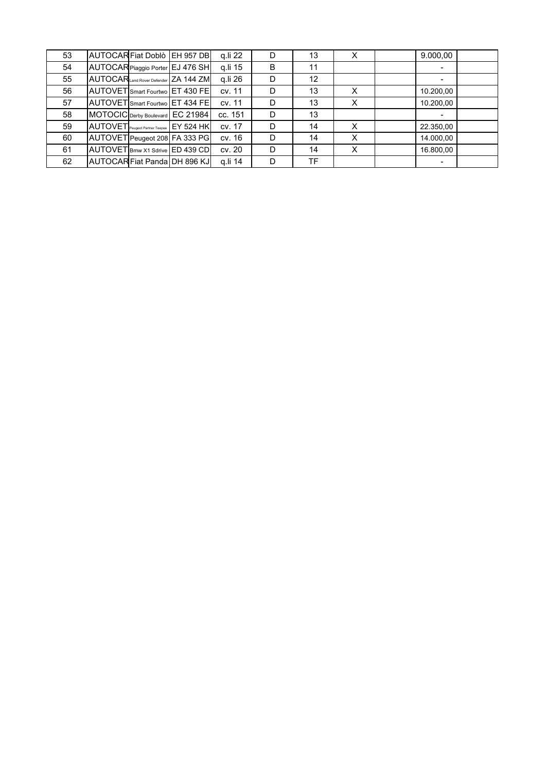| | | | | | | | | | | |
|---|---|---|---|---|---|---|---|---|---|---|
| 53 | AUTOCAR | Fiat Doblò | EH 957 DB | q.li 22 | D | 13 | X | | 9.000,00 | |
| 54 | AUTOCAR | Piaggio Porter | EJ 476 SH | q.li 15 | B | 11 | | | - | |
| 55 | AUTOCAR | Land Rover Defender | ZA 144 ZM | q.li 26 | D | 12 | | | - | |
| 56 | AUTOVET | Smart Fourtwo | ET 430 FE | cv. 11 | D | 13 | X | | 10.200,00 | |
| 57 | AUTOVET | Smart Fourtwo | ET 434 FE | cv. 11 | D | 13 | X | | 10.200,00 | |
| 58 | MOTOCIC | Derby Boulevard | EC 21984 | cc. 151 | D | 13 | | | - | |
| 59 | AUTOVET | Peugeot Partner Teepee | EY 524 HK | cv. 17 | D | 14 | X | | 22.350,00 | |
| 60 | AUTOVET | Peugeot 208 | FA 333 PG | cv. 16 | D | 14 | X | | 14.000,00 | |
| 61 | AUTOVET | Bmw X1 Sdrive | ED 439 CD | cv. 20 | D | 14 | X | | 16.800,00 | |
| 62 | AUTOCAR | Fiat Panda | DH 896 KJ | q.li 14 | D | TF | | | - | |